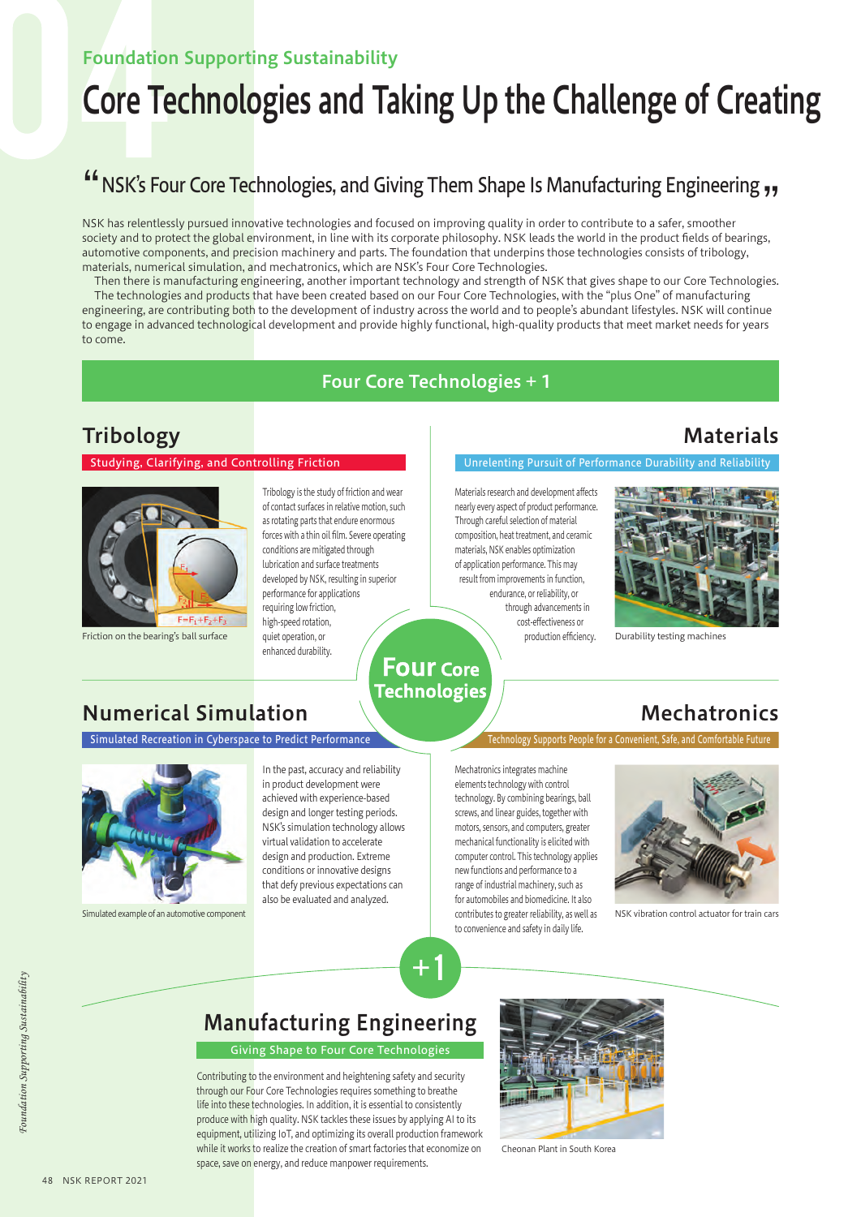## Foundation Supporting Sustainability

# Core Technologies and Taking Up the Challenge of Creating

### "NSK's Four Core Technologies, and Giving Them Shape Is Manufacturing Engineering"

NSK has relentlessly pursued innovative technologies and focused on improving quality in order to contribute to a safer, smoother society and to protect the global environment, in line with its corporate philosophy. NSK leads the world in the product fields of bearings, automotive components, and precision machinery and parts. The foundation that underpins those technologies consists of tribology, materials, numerical simulation, and mechatronics, which are NSK's Four Core Technologies.

Then there is manufacturing engineering, another important technology and strength of NSK that gives shape to our Core Technologies.

The technologies and products that have been created based on our Four Core Technologies, with the "plus One" of manufacturing engineering, are contributing both to the development of industry across the world and to people's abundant lifestyles. NSK will continue to engage in advanced technological development and provide highly functional, high-quality products that meet market needs for years to come.

## Four Core Technologies + 1

### Tribology

**Studying, Clarifying, and Controlling Friction**

Tribology is the study of friction and wear of contact surfaces in relative motion, such as rotating parts that endure enormous forces with a thin oil film. Severe operating conditions are mitigated through lubrication and surface treatments developed by NSK, resulting in superior performance for applications requiring low friction, high-speed rotation, quiet operation, or enhanced durability.

$F_1$
$F_2$
$F_3$
$F=F_1+F_2+F_3$

Friction on the bearing's ball surface

### Materials

**Unrelenting Pursuit of Performance Durability and Reliability**

Materials research and development affects nearly every aspect of product performance. Through careful selection of material composition, heat treatment, and ceramic materials, NSK enables optimization of application performance. This may result from improvements in function, endurance, or reliability, or through advancements in cost-effectiveness or production efficiency.

Durability testing machines

**Four Core Technologies**

### Numerical Simulation

**Simulated Recreation in Cyberspace to Predict Performance**

In the past, accuracy and reliability in product development were achieved with experience-based design and longer testing periods. NSK's simulation technology allows virtual validation to accelerate design and production. Extreme conditions or innovative designs that defy previous expectations can also be evaluated and analyzed.

Simulated example of an automotive component

### Mechatronics

**Technology Supports People for a Convenient, Safe, and Comfortable Future**

Mechatronics integrates machine elements technology with control technology. By combining bearings, ball screws, and linear guides, together with motors, sensors, and computers, greater mechanical functionality is elicited with computer control. This technology applies new functions and performance to a range of industrial machinery, such as for automobiles and biomedicine. It also contributes to greater reliability, as well as to convenience and safety in daily life.

NSK vibration control actuator for train cars

**+1**

### Manufacturing Engineering

**Giving Shape to Four Core Technologies**

Contributing to the environment and heightening safety and security through our Four Core Technologies requires something to breathe life into these technologies. In addition, it is essential to consistently produce with high quality. NSK tackles these issues by applying AI to its equipment, utilizing IoT, and optimizing its overall production framework while it works to realize the creation of smart factories that economize on space, save on energy, and reduce manpower requirements.

Cheonan Plant in South Korea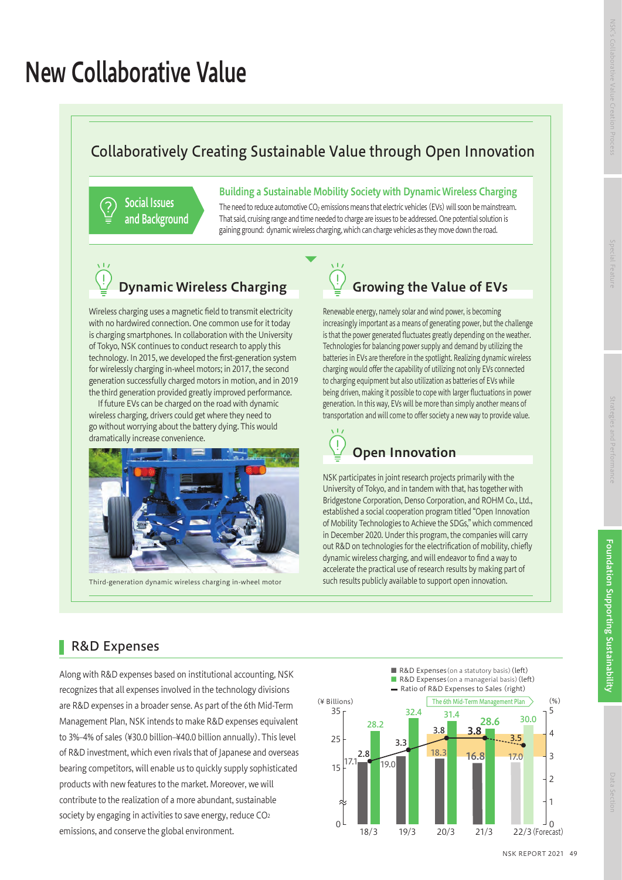# New Collaborative Value

## Collaboratively Creating Sustainable Value through Open Innovation

**Social Issues and Background**

### Building a Sustainable Mobility Society with Dynamic Wireless Charging

The need to reduce automotive $CO_2$ emissions means that electric vehicles (EVs) will soon be mainstream. That said, cruising range and time needed to charge are issues to be addressed. One potential solution is gaining ground: dynamic wireless charging, which can charge vehicles as they move down the road.

### Dynamic Wireless Charging

Wireless charging uses a magnetic field to transmit electricity with no hardwired connection. One common use for it today is charging smartphones. In collaboration with the University of Tokyo, NSK continues to conduct research to apply this technology. In 2015, we developed the first-generation system for wirelessly charging in-wheel motors; in 2017, the second generation successfully charged motors in motion, and in 2019 the third generation provided greatly improved performance.

If future EVs can be charged on the road with dynamic wireless charging, drivers could get where they need to go without worrying about the battery dying. This would dramatically increase convenience.

Third-generation dynamic wireless charging in-wheel motor

### Growing the Value of EVs

Renewable energy, namely solar and wind power, is becoming increasingly important as a means of generating power, but the challenge is that the power generated fluctuates greatly depending on the weather. Technologies for balancing power supply and demand by utilizing the batteries in EVs are therefore in the spotlight. Realizing dynamic wireless charging would offer the capability of utilizing not only EVs connected to charging equipment but also utilization as batteries of EVs while being driven, making it possible to cope with larger fluctuations in power generation. In this way, EVs will be more than simply another means of transportation and will come to offer society a new way to provide value.

### Open Innovation

NSK participates in joint research projects primarily with the University of Tokyo, and in tandem with that, has together with Bridgestone Corporation, Denso Corporation, and ROHM Co., Ltd., established a social cooperation program titled "Open Innovation of Mobility Technologies to Achieve the SDGs," which commenced in December 2020. Under this program, the companies will carry out R&D on technologies for the electrification of mobility, chiefly dynamic wireless charging, and will endeavor to find a way to accelerate the practical use of research results by making part of such results publicly available to support open innovation.

## R&D Expenses

Along with R&D expenses based on institutional accounting, NSK recognizes that all expenses involved in the technology divisions are R&D expenses in a broader sense. As part of the 6th Mid-Term Management Plan, NSK intends to make R&D expenses equivalent to 3%–4% of sales (¥30.0 billion–¥40.0 billion annually). This level of R&D investment, which even rivals that of Japanese and overseas bearing competitors, will enable us to quickly supply sophisticated products with new features to the market. Moreover, we will contribute to the realization of a more abundant, sustainable society by engaging in activities to save energy, reduce $CO_2$ emissions, and conserve the global environment.

■ R&D Expenses (on a statutory basis) (left)
■ R&D Expenses (on a managerial basis) (left)
— Ratio of R&D Expenses to Sales (right)

(¥ Billions)
(%)
The 6th Mid-Term Management Plan

18/3: 17.1, 28.2, 2.8
19/3: 19.0, 32.4, 3.3
20/3: 18.3, 31.4, 3.8
21/3: 16.8, 28.6, 3.8
22/3 (Forecast): 17.0, 30.0, 3.5